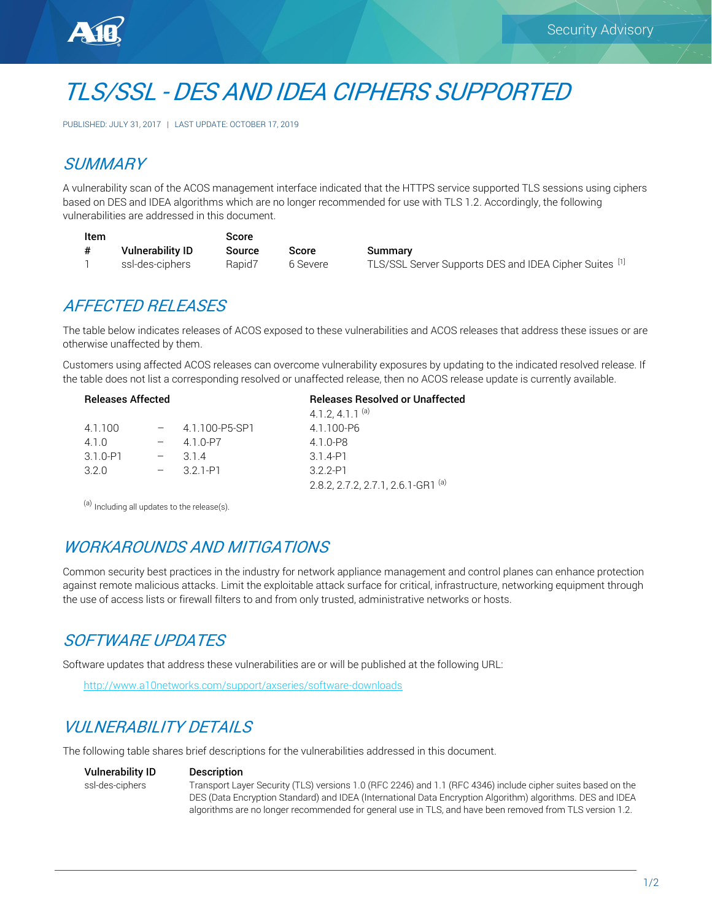# TLS/SSL - DES AND IDEA CIPHERS SUPPORTED

PUBLISHED: JULY 31, 2017 | LAST UPDATE: OCTOBER 17, 2019

## SUMMARY

A vulnerability scan of the ACOS management interface indicated that the HTTPS service supported TLS sessions using ciphers based on DES and IDEA algorithms which are no longer recommended for use with TLS 1.2. Accordingly, the following vulnerabilities are addressed in this document.

| Item # | Vulnerability ID | Score Source | Score | Summary |
|---|---|---|---|---|
| 1 | ssl-des-ciphers | Rapid7 | 6 Severe | TLS/SSL Server Supports DES and IDEA Cipher Suites [1] |

## AFFECTED RELEASES

The table below indicates releases of ACOS exposed to these vulnerabilities and ACOS releases that address these issues or are otherwise unaffected by them.

Customers using affected ACOS releases can overcome vulnerability exposures by updating to the indicated resolved release. If the table does not list a corresponding resolved or unaffected release, then no ACOS release update is currently available.

| Releases Affected | | | Releases Resolved or Unaffected |
|---|---|---|---|
| | | | 4.1.2, 4.1.1 [(a)] |
| 4.1.100 | – | 4.1.100-P5-SP1 | 4.1.100-P6 |
| 4.1.0 | – | 4.1.0-P7 | 4.1.0-P8 |
| 3.1.0-P1 | – | 3.1.4 | 3.1.4-P1 |
| 3.2.0 | – | 3.2.1-P1 | 3.2.2-P1 |
| | | | 2.8.2, 2.7.2, 2.7.1, 2.6.1-GR1 [(a)] |

[(a)] Including all updates to the release(s).

## WORKAROUNDS AND MITIGATIONS

Common security best practices in the industry for network appliance management and control planes can enhance protection against remote malicious attacks. Limit the exploitable attack surface for critical, infrastructure, networking equipment through the use of access lists or firewall filters to and from only trusted, administrative networks or hosts.

## SOFTWARE UPDATES

Software updates that address these vulnerabilities are or will be published at the following URL:

http://www.a10networks.com/support/axseries/software-downloads

## VULNERABILITY DETAILS

The following table shares brief descriptions for the vulnerabilities addressed in this document.

| Vulnerability ID | Description |
|---|---|
| ssl-des-ciphers | Transport Layer Security (TLS) versions 1.0 (RFC 2246) and 1.1 (RFC 4346) include cipher suites based on the DES (Data Encryption Standard) and IDEA (International Data Encryption Algorithm) algorithms. DES and IDEA algorithms are no longer recommended for general use in TLS, and have been removed from TLS version 1.2. |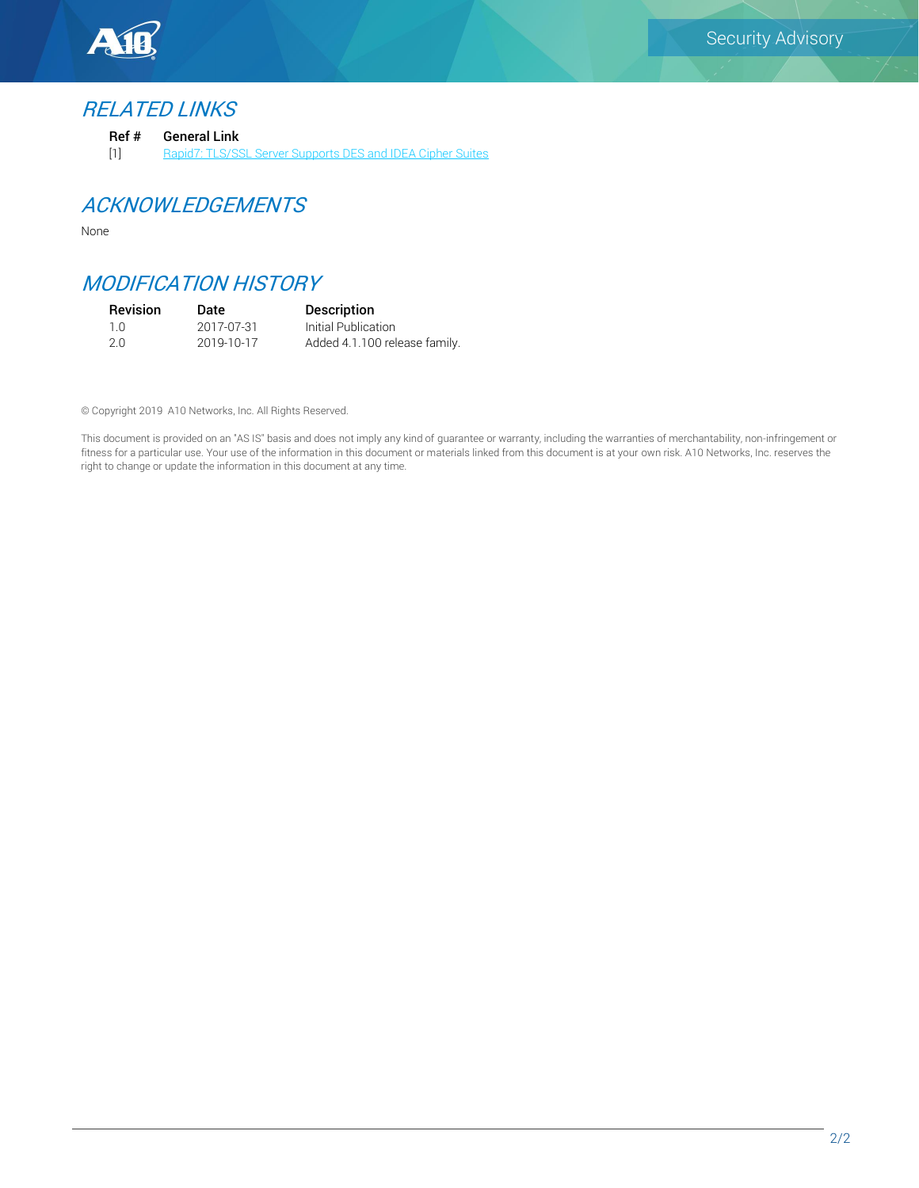## RELATED LINKS

| Ref # | General Link |
| --- | --- |
| [1] | Rapid7: TLS/SSL Server Supports DES and IDEA Cipher Suites |

## ACKNOWLEDGEMENTS

None

## MODIFICATION HISTORY

| Revision | Date | Description |
| --- | --- | --- |
| 1.0 | 2017-07-31 | Initial Publication |
| 2.0 | 2019-10-17 | Added 4.1.100 release family. |

© Copyright 2019 A10 Networks, Inc. All Rights Reserved.

This document is provided on an "AS IS" basis and does not imply any kind of guarantee or warranty, including the warranties of merchantability, non-infringement or fitness for a particular use. Your use of the information in this document or materials linked from this document is at your own risk. A10 Networks, Inc. reserves the right to change or update the information in this document at any time.